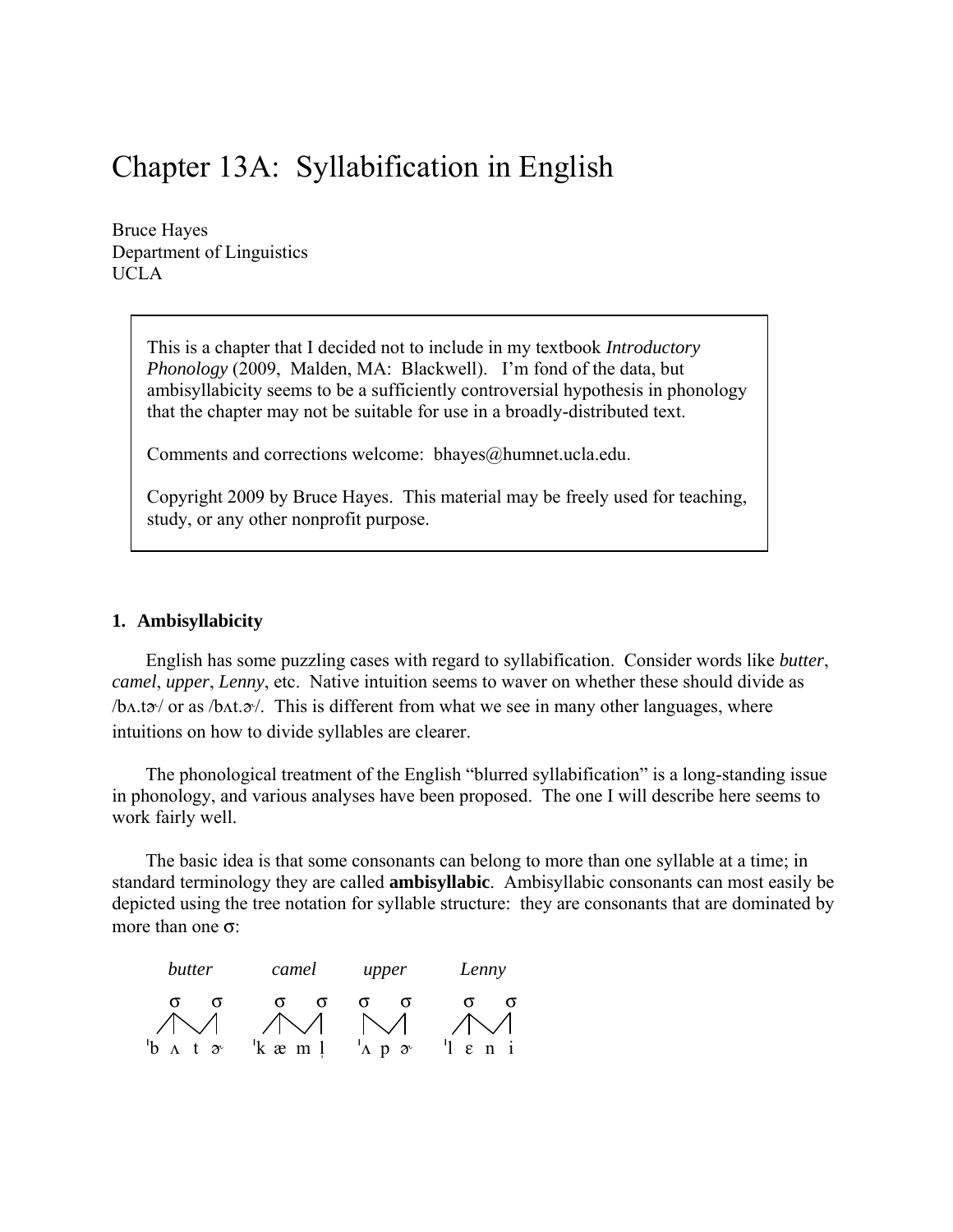# Chapter 13A: Syllabification in English

Bruce Hayes
Department of Linguistics
UCLA

> This is a chapter that I decided not to include in my textbook *Introductory Phonology* (2009, Malden, MA: Blackwell). I'm fond of the data, but ambisyllabicity seems to be a sufficiently controversial hypothesis in phonology that the chapter may not be suitable for use in a broadly-distributed text.
>
> Comments and corrections welcome: bhayes@humnet.ucla.edu.
>
> Copyright 2009 by Bruce Hayes. This material may be freely used for teaching, study, or any other nonprofit purpose.

### 1. Ambisyllabicity

English has some puzzling cases with regard to syllabification. Consider words like *butter*, *camel*, *upper*, *Lenny*, etc. Native intuition seems to waver on whether these should divide as /bʌ.tɚ/ or as /bʌt.ɚ/. This is different from what we see in many other languages, where intuitions on how to divide syllables are clearer.

The phonological treatment of the English "blurred syllabification" is a long-standing issue in phonology, and various analyses have been proposed. The one I will describe here seems to work fairly well.

The basic idea is that some consonants can belong to more than one syllable at a time; in standard terminology they are called **ambisyllabic**. Ambisyllabic consonants can most easily be depicted using the tree notation for syllable structure: they are consonants that are dominated by more than one σ:

```
 butter        camel       upper       Lenny

  σ   σ        σ   σ       σ   σ       σ   σ
 /\  /|       /\  /|       |\  /|     /\  /|
ˈb ʌ t ɚ    ˈk æ m l̩     ˈʌ p ɚ     ˈl ɛ n i
```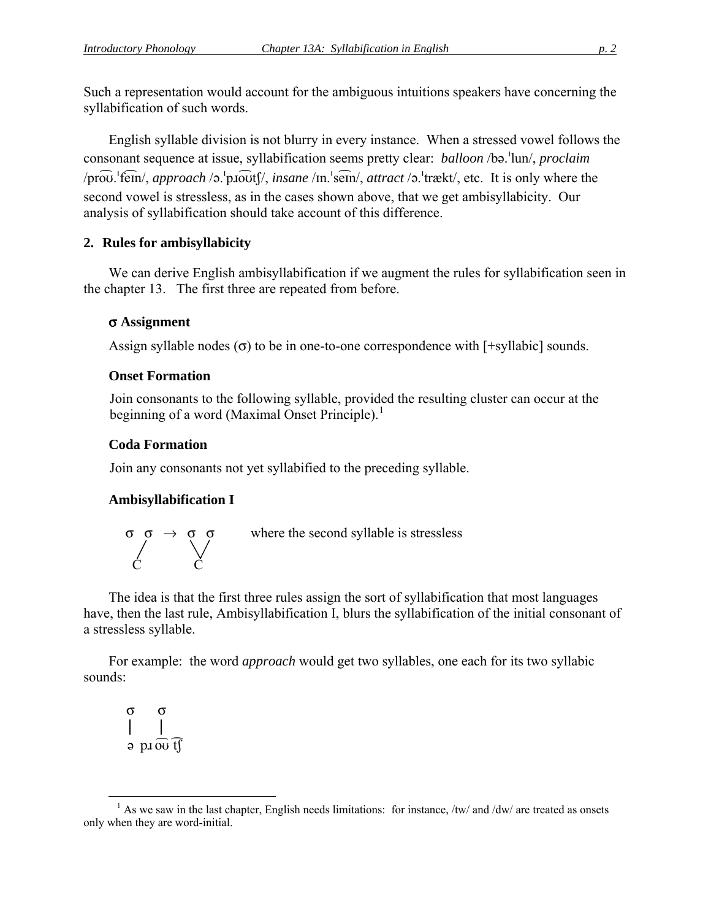Such a representation would account for the ambiguous intuitions speakers have concerning the syllabification of such words.

English syllable division is not blurry in every instance. When a stressed vowel follows the consonant sequence at issue, syllabification seems pretty clear: *balloon* /bə.ˈlun/, *proclaim* /pro͡ʊ.ˈfe͡ɪn/, *approach* /ə.ˈpɹo͡ʊt͡ʃ/, *insane* /ɪn.ˈse͡ɪn/, *attract* /ə.ˈtrækt/, etc. It is only where the second vowel is stressless, as in the cases shown above, that we get ambisyllabicity. Our analysis of syllabification should take account of this difference.

## 2. Rules for ambisyllabicity

We can derive English ambisyllabification if we augment the rules for syllabification seen in the chapter 13. The first three are repeated from before.

### σ Assignment

Assign syllable nodes (σ) to be in one-to-one correspondence with [+syllabic] sounds.

### Onset Formation

Join consonants to the following syllable, provided the resulting cluster can occur at the beginning of a word (Maximal Onset Principle).[1]

### Coda Formation

Join any consonants not yet syllabified to the preceding syllable.

### Ambisyllabification I

```
σ  σ  →  σ  σ        where the second syllable is stressless
  /       \ /
 C         C
```

The idea is that the first three rules assign the sort of syllabification that most languages have, then the last rule, Ambisyllabification I, blurs the syllabification of the initial consonant of a stressless syllable.

For example: the word *approach* would get two syllables, one each for its two syllabic sounds:

```
σ     σ
|     |
ə  pɹo͡ʊt͡ʃ
```

[1] As we saw in the last chapter, English needs limitations: for instance, /tw/ and /dw/ are treated as onsets only when they are word-initial.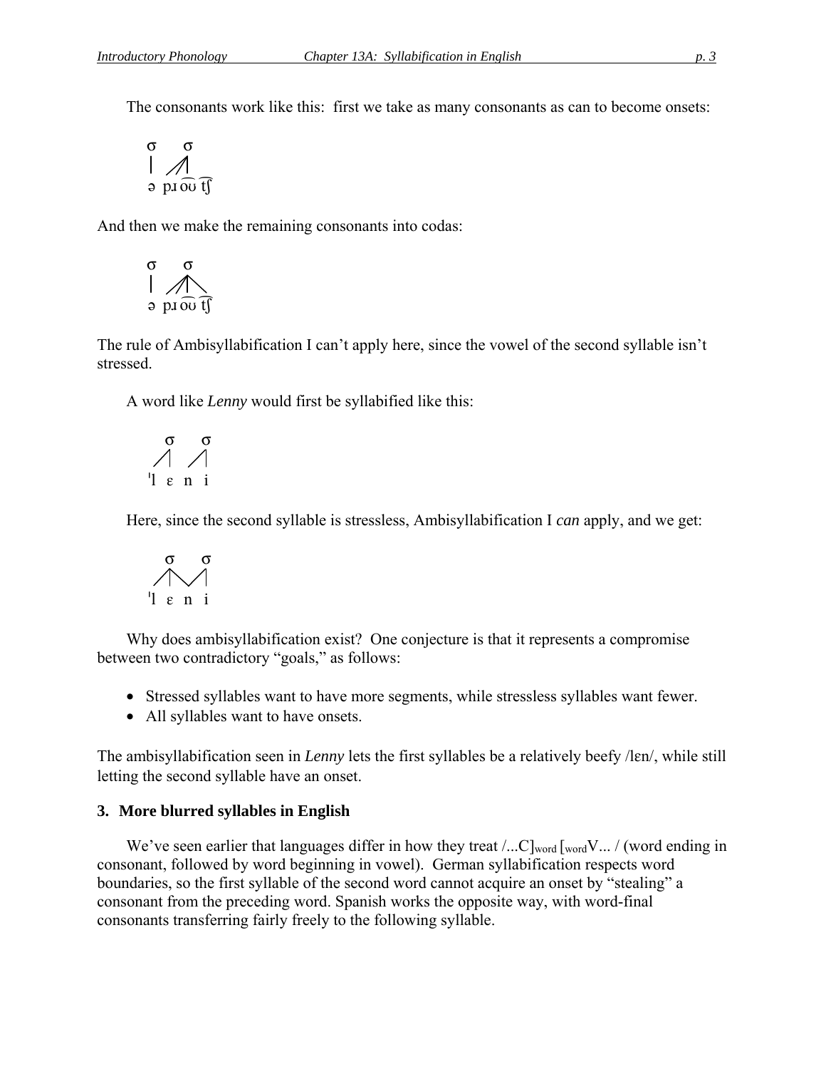The consonants work like this: first we take as many consonants as can to become onsets:

```
σ    σ
|   /|
ə  pɹo͡ʊ t͡ʃ
```

And then we make the remaining consonants into codas:

```
σ    σ
|   /|\
ə  pɹo͡ʊ t͡ʃ
```

The rule of Ambisyllabification I can't apply here, since the vowel of the second syllable isn't stressed.

A word like *Lenny* would first be syllabified like this:

```
  σ    σ
 /|   /|
ˈl ɛ  n i
```

Here, since the second syllable is stressless, Ambisyllabification I *can* apply, and we get:

```
  σ    σ
 /|\  /|
ˈl ɛ  n i
```

Why does ambisyllabification exist? One conjecture is that it represents a compromise between two contradictory "goals," as follows:

- Stressed syllables want to have more segments, while stressless syllables want fewer.
- All syllables want to have onsets.

The ambisyllabification seen in *Lenny* lets the first syllables be a relatively beefy /lɛn/, while still letting the second syllable have an onset.

## 3. More blurred syllables in English

We've seen earlier that languages differ in how they treat /...C]$_{word}$ [$_{word}$V... / (word ending in consonant, followed by word beginning in vowel). German syllabification respects word boundaries, so the first syllable of the second word cannot acquire an onset by "stealing" a consonant from the preceding word. Spanish works the opposite way, with word-final consonants transferring fairly freely to the following syllable.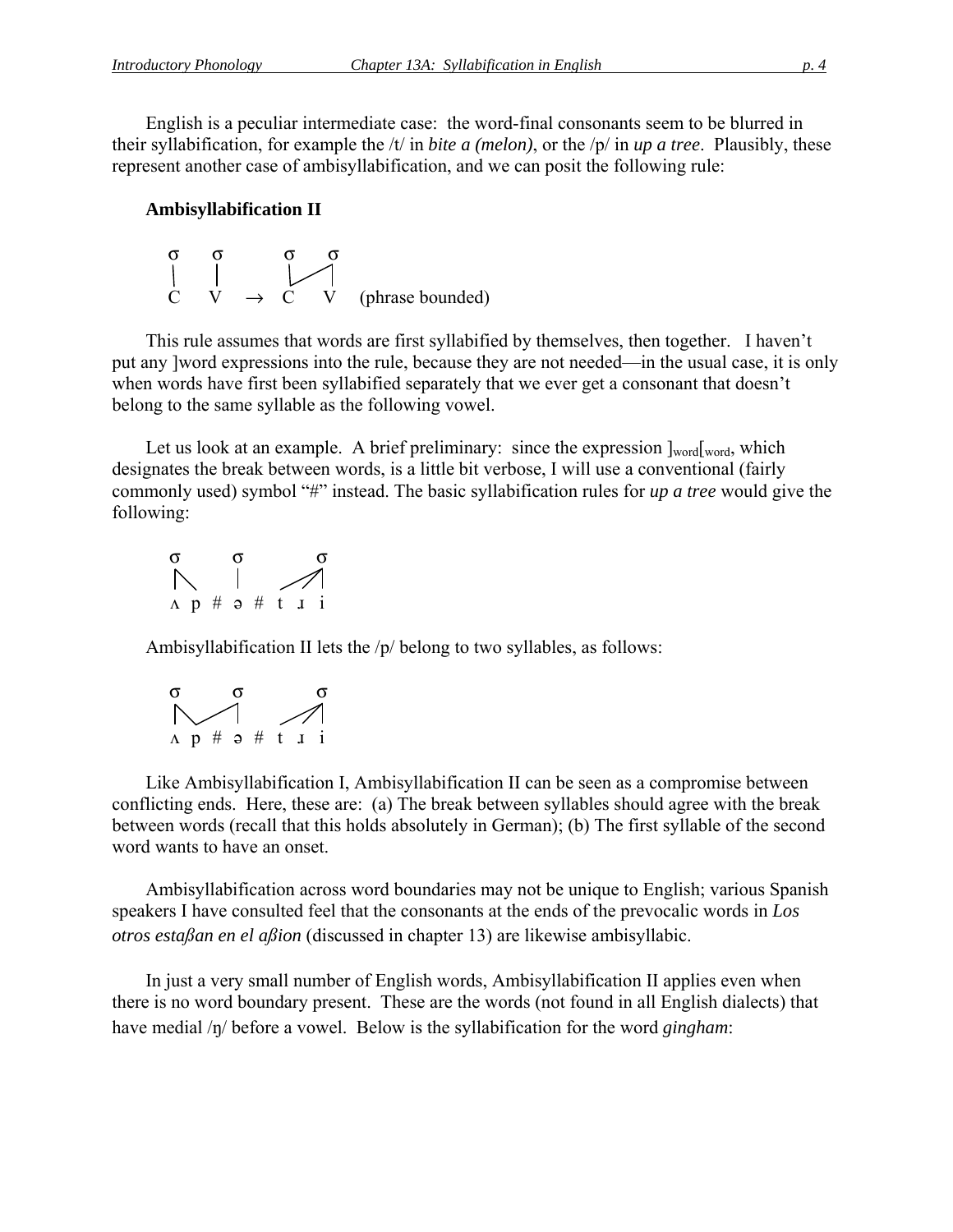English is a peculiar intermediate case: the word-final consonants seem to be blurred in their syllabification, for example the /t/ in *bite a (melon)*, or the /p/ in *up a tree*. Plausibly, these represent another case of ambisyllabification, and we can posit the following rule:

**Ambisyllabification II**

```
σ   σ        σ   σ
|   |        |  /|
C   V   →   C   V    (phrase bounded)
```

This rule assumes that words are first syllabified by themselves, then together. I haven't put any ]word expressions into the rule, because they are not needed—in the usual case, it is only when words have first been syllabified separately that we ever get a consonant that doesn't belong to the same syllable as the following vowel.

Let us look at an example. A brief preliminary: since the expression $]_{word}[_{word}$, which designates the break between words, is a little bit verbose, I will use a conventional (fairly commonly used) symbol "#" instead. The basic syllabification rules for *up a tree* would give the following:

```
σ       σ        σ
|\      |      //|
ʌ p  #  ə  #  t ɹ i
```

Ambisyllabification II lets the /p/ belong to two syllables, as follows:

```
σ       σ        σ
|\     /|      //|
ʌ p  #  ə  #  t ɹ i
```

Like Ambisyllabification I, Ambisyllabification II can be seen as a compromise between conflicting ends. Here, these are: (a) The break between syllables should agree with the break between words (recall that this holds absolutely in German); (b) The first syllable of the second word wants to have an onset.

Ambisyllabification across word boundaries may not be unique to English; various Spanish speakers I have consulted feel that the consonants at the ends of the prevocalic words in *Los otros estaβan en el aβion* (discussed in chapter 13) are likewise ambisyllabic.

In just a very small number of English words, Ambisyllabification II applies even when there is no word boundary present. These are the words (not found in all English dialects) that have medial /ŋ/ before a vowel. Below is the syllabification for the word *gingham*: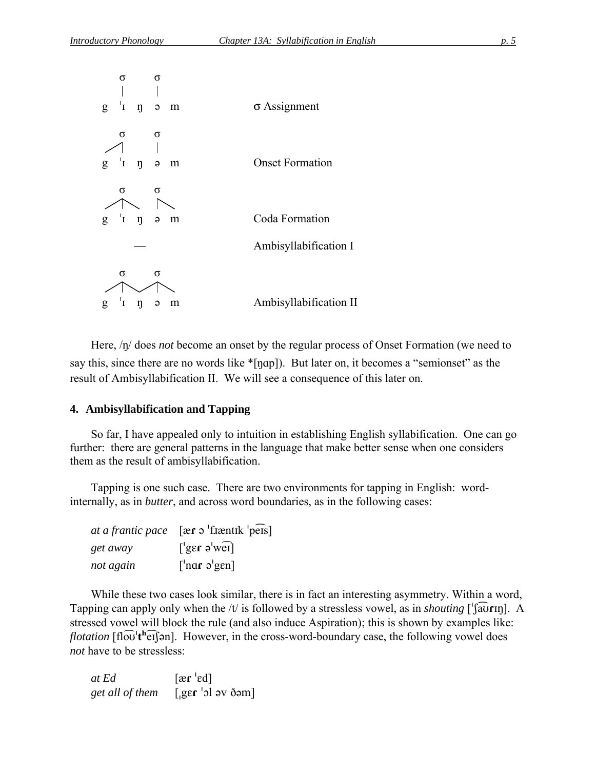```
   σ     σ
   |     |
g ˈɪ  ŋ  ə  m          σ Assignment

   σ     σ
  /|     |
g ˈɪ  ŋ  ə  m          Onset Formation

   σ     σ
  /|\    |\
g ˈɪ  ŋ  ə  m          Coda Formation

     —                 Ambisyllabification I

   σ     σ
  /|\   /|\
g ˈɪ  ŋ  ə  m          Ambisyllabification II
```

Here, /ŋ/ does *not* become an onset by the regular process of Onset Formation (we need to say this, since there are no words like *[ŋɑp]). But later on, it becomes a "semionset" as the result of Ambisyllabification II. We will see a consequence of this later on.

## 4. Ambisyllabification and Tapping

So far, I have appealed only to intuition in establishing English syllabification. One can go further: there are general patterns in the language that make better sense when one considers them as the result of ambisyllabification.

Tapping is one such case. There are two environments for tapping in English: word-internally, as in *butter*, and across word boundaries, as in the following cases:

| | |
|---|---|
| *at a frantic pace* | [æ**ɾ** ə ˈfɹæntɪk ˈpe͡ɪs] |
| *get away* | [ˈgɛ**ɾ** əˈwe͡ɪ] |
| *not again* | [ˈnɑ**ɾ** əˈgɛn] |

While these two cases look similar, there is in fact an interesting asymmetry. Within a word, Tapping can apply only when the /t/ is followed by a stressless vowel, as in *shouting* [ˈʃa͡ʊ**ɾ**ɪŋ]. A stressed vowel will block the rule (and also induce Aspiration); this is shown by examples like: *flotation* [flo͡ʊˈ**tʰ**e͡ɪʃən]. However, in the cross-word-boundary case, the following vowel does *not* have to be stressless:

| | |
|---|---|
| *at Ed* | [æ**ɾ** ˈɛd] |
| *get all of them* | [ˌgɛ**ɾ** ˈɔl əv ðəm] |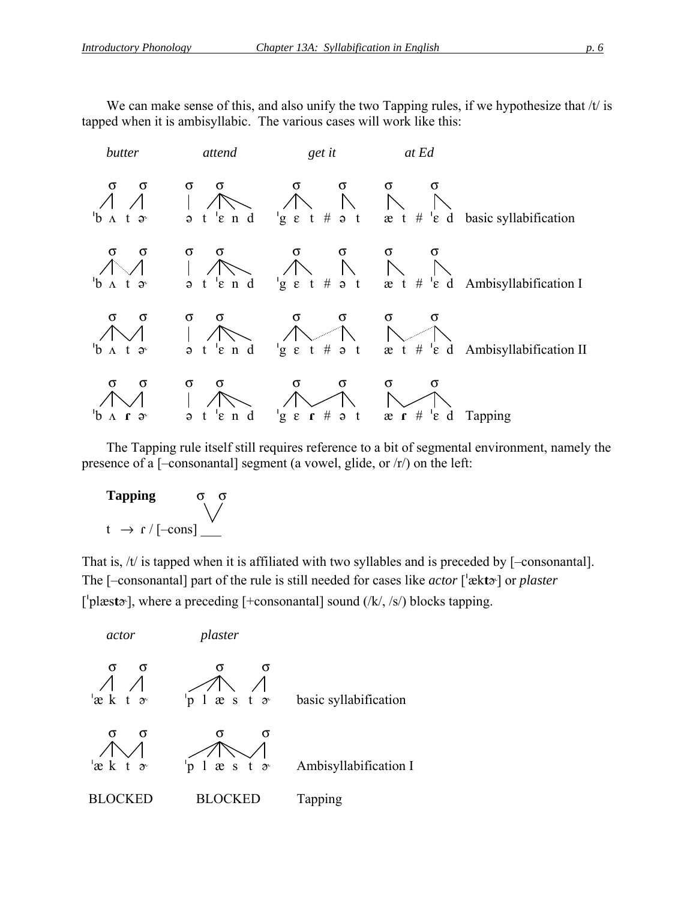We can make sense of this, and also unify the two Tapping rules, if we hypothesize that /t/ is tapped when it is ambisyllabic. The various cases will work like this:

```
 butter          attend            get it              at Ed

 σ   σ         σ   σ            σ       σ       σ       σ
ˈb ʌ t ɚ      ə t ˈɛ n d      ˈg ɛ t # ə t     æ t # ˈɛ d    basic syllabification

 σ   σ         σ   σ            σ       σ       σ       σ
ˈb ʌ t ɚ      ə t ˈɛ n d      ˈg ɛ t # ə t     æ t # ˈɛ d    Ambisyllabification I

 σ   σ         σ   σ            σ       σ       σ       σ
ˈb ʌ t ɚ      ə t ˈɛ n d      ˈg ɛ t # ə t     æ t # ˈɛ d    Ambisyllabification II

 σ   σ         σ   σ            σ       σ       σ       σ
ˈb ʌ ɾ ɚ      ə t ˈɛ n d      ˈg ɛ ɾ # ə t     æ ɾ # ˈɛ d    Tapping
```

The Tapping rule itself still requires reference to a bit of segmental environment, namely the presence of a [–consonantal] segment (a vowel, glide, or /r/) on the left:

**Tapping**

```
                σ σ
                 \/
t → ɾ / [–cons] ___
```

That is, /t/ is tapped when it is affiliated with two syllables and is preceded by [–consonantal]. The [–consonantal] part of the rule is still needed for cases like *actor* [ˈæk**t**ɚ] or *plaster* [ˈplæs**t**ɚ], where a preceding [+consonantal] sound (/k/, /s/) blocks tapping.

```
 actor           plaster

 σ   σ             σ     σ
ˈæ k t ɚ      ˈp l æ s t ɚ      basic syllabification

 σ   σ             σ     σ
ˈæ k t ɚ      ˈp l æ s t ɚ      Ambisyllabification I

BLOCKED        BLOCKED          Tapping
```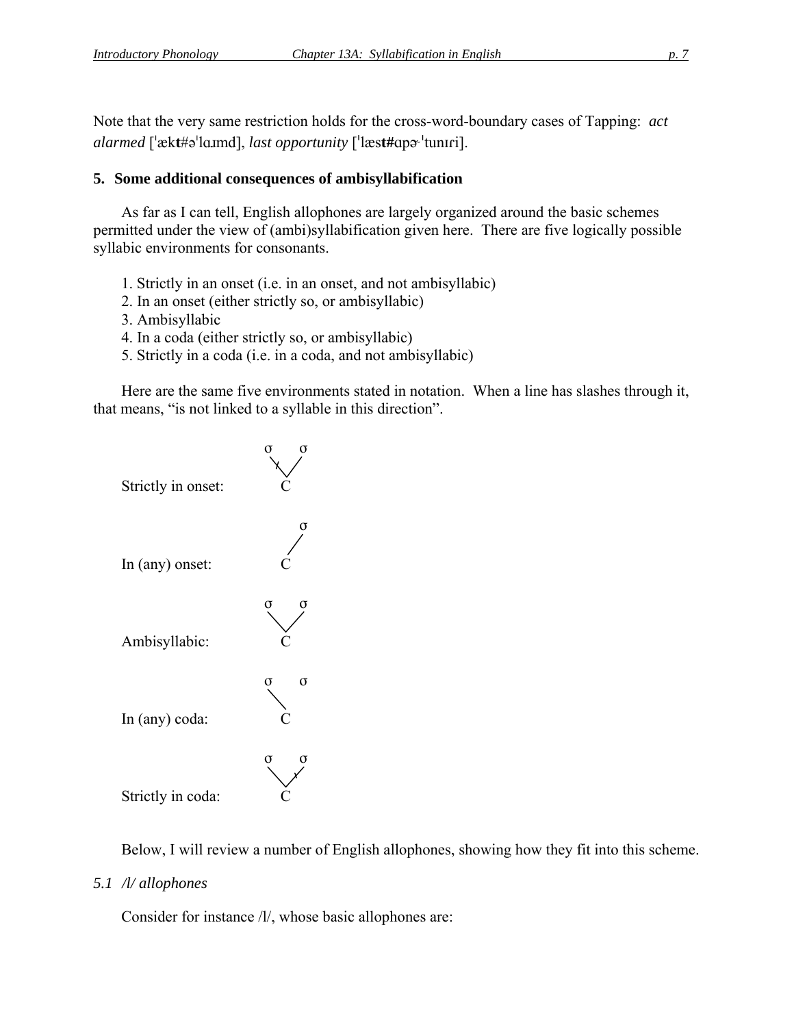Note that the very same restriction holds for the cross-word-boundary cases of Tapping: *act alarmed* [ˈæk**t**#əˈlɑɹmd], *last opportunity* [ˈlæs**t#**ɑpɚˈtunɪɾi].

## 5. Some additional consequences of ambisyllabification

As far as I can tell, English allophones are largely organized around the basic schemes permitted under the view of (ambi)syllabification given here. There are five logically possible syllabic environments for consonants.

1. Strictly in an onset (i.e. in an onset, and not ambisyllabic)
2. In an onset (either strictly so, or ambisyllabic)
3. Ambisyllabic
4. In a coda (either strictly so, or ambisyllabic)
5. Strictly in a coda (i.e. in a coda, and not ambisyllabic)

Here are the same five environments stated in notation. When a line has slashes through it, that means, "is not linked to a syllable in this direction".

```
                        σ   σ
                         ⧵̸ /
Strictly in onset:        C

                            σ
                           /
In (any) onset:           C

                        σ   σ
                         \ /
Ambisyllabic:             C

                        σ   σ
                         \
In (any) coda:            C

                        σ   σ
                         \ /̸
Strictly in coda:         C
```

Below, I will review a number of English allophones, showing how they fit into this scheme.

### *5.1 /l/ allophones*

Consider for instance /l/, whose basic allophones are: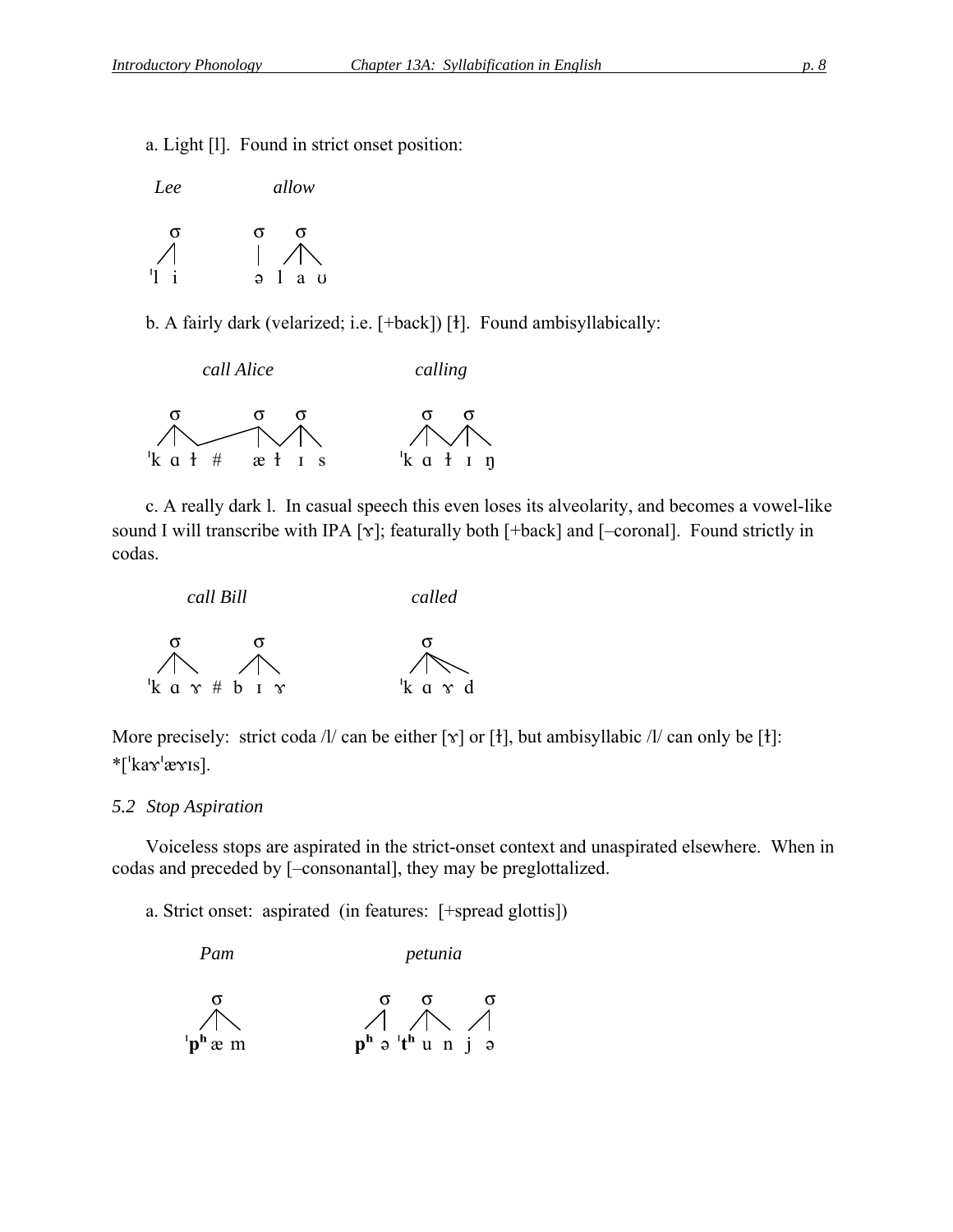a. Light [l]. Found in strict onset position:

```
 Lee            allow

  σ             σ    σ
 /|             |   /|\
ˈl  i           ə  l a ʊ
```

b. A fairly dark (velarized; i.e. [+back]) [ɫ]. Found ambisyllabically:

```
      call Alice                    calling

   σ            σ    σ            σ    σ
  /|\__________/ \  /|\          /|\  /|\
ˈk ɑ ɫ  #     æ  ɫ  ɪ  s       ˈk ɑ  ɫ  ɪ  ŋ
```

c. A really dark l. In casual speech this even loses its alveolarity, and becomes a vowel-like sound I will transcribe with IPA [ɤ]; featurally both [+back] and [–coronal]. Found strictly in codas.

```
      call Bill                     called

   σ         σ                     σ
  /|\       /|\                   /|\\
ˈk ɑ ɤ  #  b ɪ ɤ                ˈk ɑ ɤ d
```

More precisely: strict coda /l/ can be either [ɤ] or [ɫ], but ambisyllabic /l/ can only be [ɫ]: *[ˈkaɤˈæɤɪs].

*5.2 Stop Aspiration*

Voiceless stops are aspirated in the strict-onset context and unaspirated elsewhere. When in codas and preceded by [–consonantal], they may be preglottalized.

a. Strict onset: aspirated (in features: [+spread glottis])

```
      Pam                         petunia

       σ                      σ     σ      σ
      /|\                    /|    /|\    /|
   ˈpʰ æ m                  pʰ ə ˈtʰ u n  j ə
```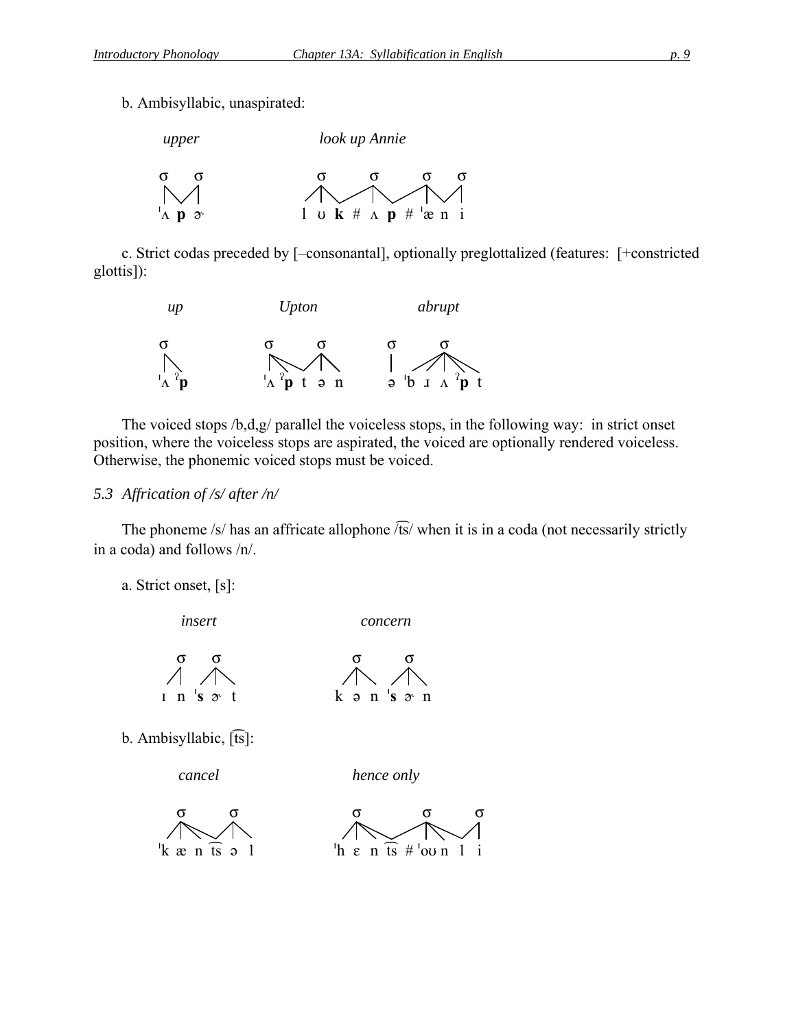b. Ambisyllabic, unaspirated:

*upper* &nbsp;&nbsp;&nbsp;&nbsp;&nbsp;&nbsp;&nbsp;&nbsp; *look up Annie*

```
σ   σ                 σ     σ      σ   σ
ˈʌ p ɚ               l ʊ k # ʌ p # ˈæ n i
```

c. Strict codas preceded by [–consonantal], optionally preglottalized (features: [+constricted glottis]):

*up* &nbsp;&nbsp;&nbsp;&nbsp;&nbsp;&nbsp;&nbsp;&nbsp; *Upton* &nbsp;&nbsp;&nbsp;&nbsp;&nbsp;&nbsp;&nbsp;&nbsp; *abrupt*

```
σ            σ      σ          σ     σ
ˈʌ ˀp       ˈʌ ˀp t ə n       ə ˈb ɹ ʌ ˀp t
```

The voiced stops /b,d,g/ parallel the voiceless stops, in the following way: in strict onset position, where the voiceless stops are aspirated, the voiced are optionally rendered voiceless. Otherwise, the phonemic voiced stops must be voiced.

*5.3 Affrication of /s/ after /n/*

The phoneme /s/ has an affricate allophone /t͡s/ when it is in a coda (not necessarily strictly in a coda) and follows /n/.

a. Strict onset, [s]:

*insert* &nbsp;&nbsp;&nbsp;&nbsp;&nbsp;&nbsp;&nbsp;&nbsp; *concern*

```
σ   σ              σ     σ
ɪ n ˈs ɚ t        k ə n ˈs ɚ n
```

b. Ambisyllabic, [t͡s]:

*cancel* &nbsp;&nbsp;&nbsp;&nbsp;&nbsp;&nbsp;&nbsp;&nbsp; *hence only*

```
σ        σ            σ          σ    σ
ˈk æ n t͡s ə l        ˈh ɛ n t͡s # ˈoʊ n l i
```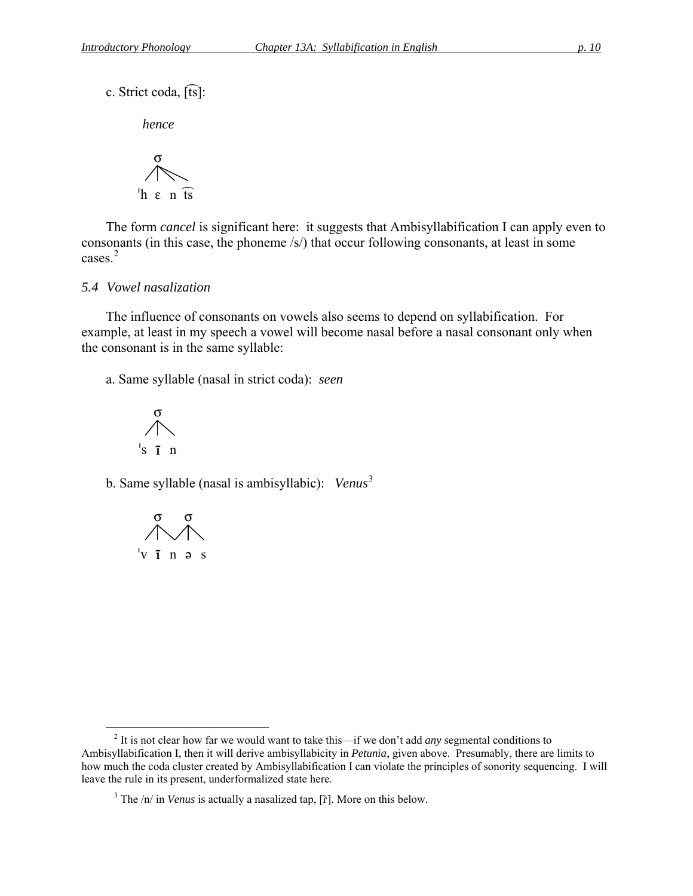c. Strict coda, [t͡s]:

*hence*

```
   σ
  /|\
ˈh ɛ n t͡s
```

The form *cancel* is significant here: it suggests that Ambisyllabification I can apply even to consonants (in this case, the phoneme /s/) that occur following consonants, at least in some cases.[2]

### 5.4 Vowel nasalization

The influence of consonants on vowels also seems to depend on syllabification. For example, at least in my speech a vowel will become nasal before a nasal consonant only when the consonant is in the same syllable:

a. Same syllable (nasal in strict coda): *seen*

```
  σ
 /|\
ˈs ĩ n
```

b. Same syllable (nasal is ambisyllabic): *Venus*[3]

```
  σ   σ
 /|\ /|\
ˈv ĩ n ə s
```

---

[2] It is not clear how far we would want to take this—if we don't add *any* segmental conditions to Ambisyllabification I, then it will derive ambisyllabicity in *Petunia*, given above. Presumably, there are limits to how much the coda cluster created by Ambisyllabification I can violate the principles of sonority sequencing. I will leave the rule in its present, underformalized state here.

[3] The /n/ in *Venus* is actually a nasalized tap, [ɾ̃]. More on this below.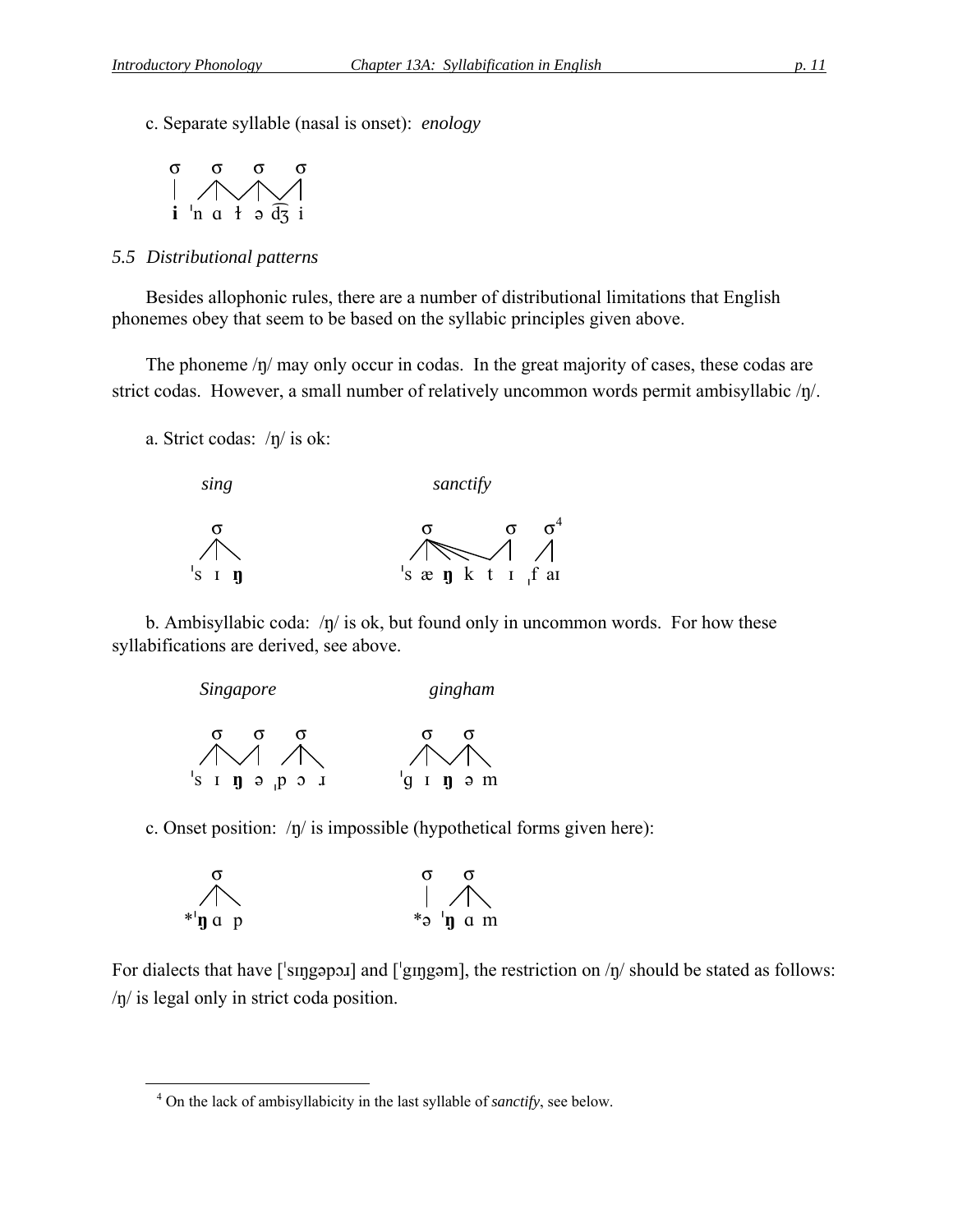c. Separate syllable (nasal is onset): *enology*

```
σ   σ   σ   σ
|  /|\ /|\ /|
i ˈn ɑ ɫ ə d͡ʒ i
```

*5.5 Distributional patterns*

Besides allophonic rules, there are a number of distributional limitations that English phonemes obey that seem to be based on the syllabic principles given above.

The phoneme /ŋ/ may only occur in codas. In the great majority of cases, these codas are strict codas. However, a small number of relatively uncommon words permit ambisyllabic /ŋ/.

a. Strict codas: /ŋ/ is ok:

*sing*

```
  σ
 /|\
ˈs ɪ ŋ
```

*sanctify*

```
   σ          σ   σ[4]
 /|\\\      /|   /|
ˈs æ ŋ k t ɪ ˌf aɪ
```

b. Ambisyllabic coda: /ŋ/ is ok, but found only in uncommon words. For how these syllabifications are derived, see above.

*Singapore*

```
  σ   σ    σ
 /|\ /|   /|\
ˈs ɪ ŋ ə ˌp ɔ ɹ
```

*gingham*

```
  σ   σ
 /|\ /|\
ˈɡ ɪ ŋ ə m
```

c. Onset position: /ŋ/ is impossible (hypothetical forms given here):

```
   σ
  /|\
*ˈŋ ɑ p
```

```
 σ   σ
 |  /|\
*ə ˈŋ ɑ m
```

For dialects that have [ˈsɪŋɡəpɔɹ] and [ˈɡɪŋɡəm], the restriction on /ŋ/ should be stated as follows: /ŋ/ is legal only in strict coda position.

[4] On the lack of ambisyllabicity in the last syllable of *sanctify*, see below.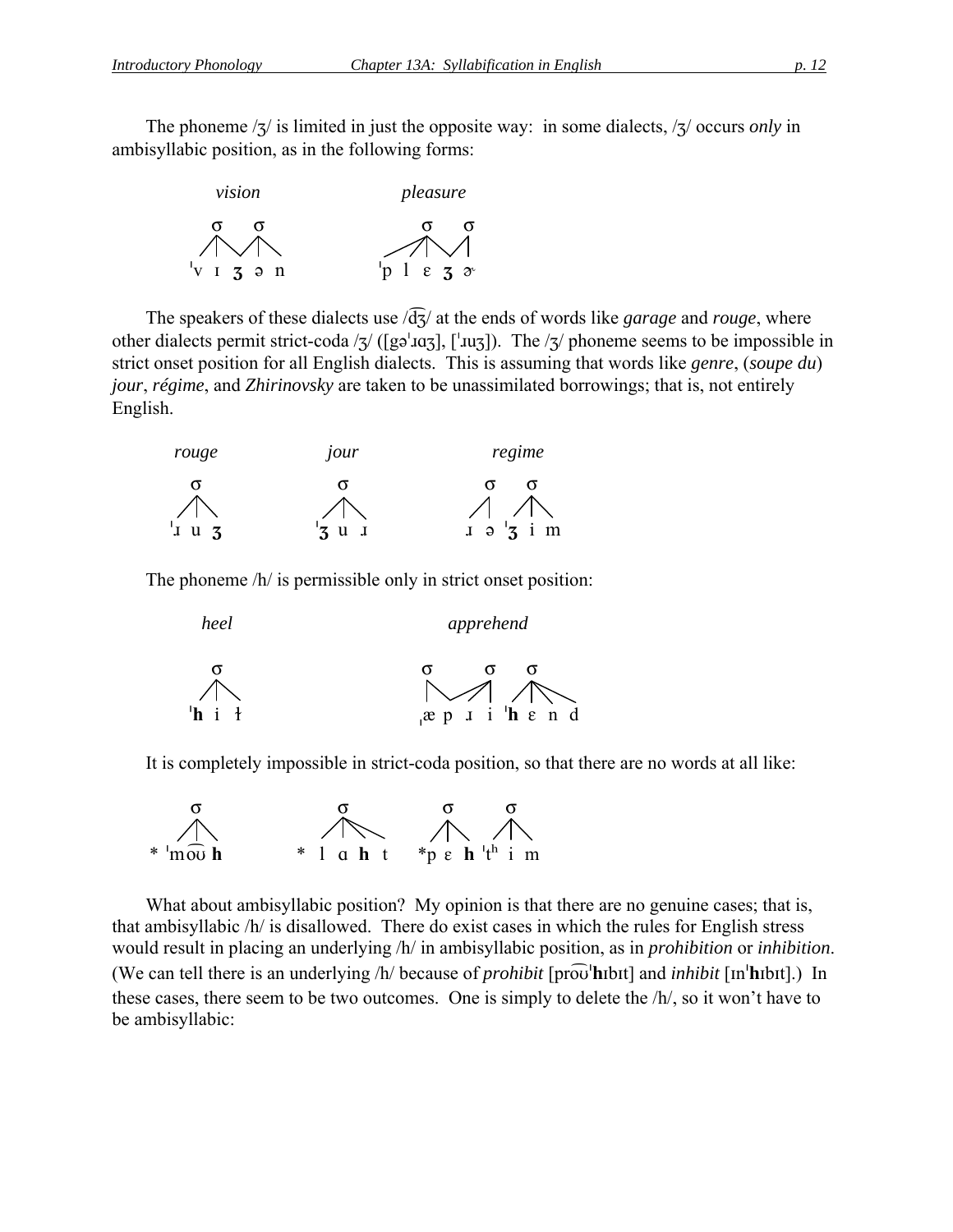The phoneme /ʒ/ is limited in just the opposite way: in some dialects, /ʒ/ occurs *only* in ambisyllabic position, as in the following forms:

```
   vision              pleasure

   σ   σ                  σ   σ
  /|\ /|\             ___/|\ /|
 ˈv ɪ ʒ ə n          ˈp l ɛ ʒ ɚ
```

The speakers of these dialects use /d͡ʒ/ at the ends of words like *garage* and *rouge*, where other dialects permit strict-coda /ʒ/ ([gəˈɹɑʒ], [ˈɹuʒ]). The /ʒ/ phoneme seems to be impossible in strict onset position for all English dialects. This is assuming that words like *genre*, (*soupe du*) *jour*, *régime*, and *Zhirinovsky* are taken to be unassimilated borrowings; that is, not entirely English.

```
  rouge          jour           regime

    σ              σ            σ    σ
   /|\            /|\          /    /|\
 ˈɹ u ʒ         ˈʒ u ɹ        ɹ ə ˈʒ i m
```

The phoneme /h/ is permissible only in strict onset position:

```
  heel                  apprehend

   σ                  σ       σ    σ
  /|\                 |\    _/|   /|\\
 ˈh i ɫ              ˌæ p ɹ i ˈh ɛ n d
```

It is completely impossible in strict-coda position, so that there are no words at all like:

```
    σ            σ            σ     σ
   /|\          /|\\         /|\   /|\
 * ˈmo͡ʊ h     * l ɑ h t    *p ɛ h ˈtʰ i m
```

What about ambisyllabic position? My opinion is that there are no genuine cases; that is, that ambisyllabic /h/ is disallowed. There do exist cases in which the rules for English stress would result in placing an underlying /h/ in ambisyllabic position, as in *prohibition* or *inhibition*. (We can tell there is an underlying /h/ because of *prohibit* [pro͡ʊˈ**h**ɪbɪt] and *inhibit* [ɪnˈ**h**ɪbɪt].) In these cases, there seem to be two outcomes. One is simply to delete the /h/, so it won't have to be ambisyllabic: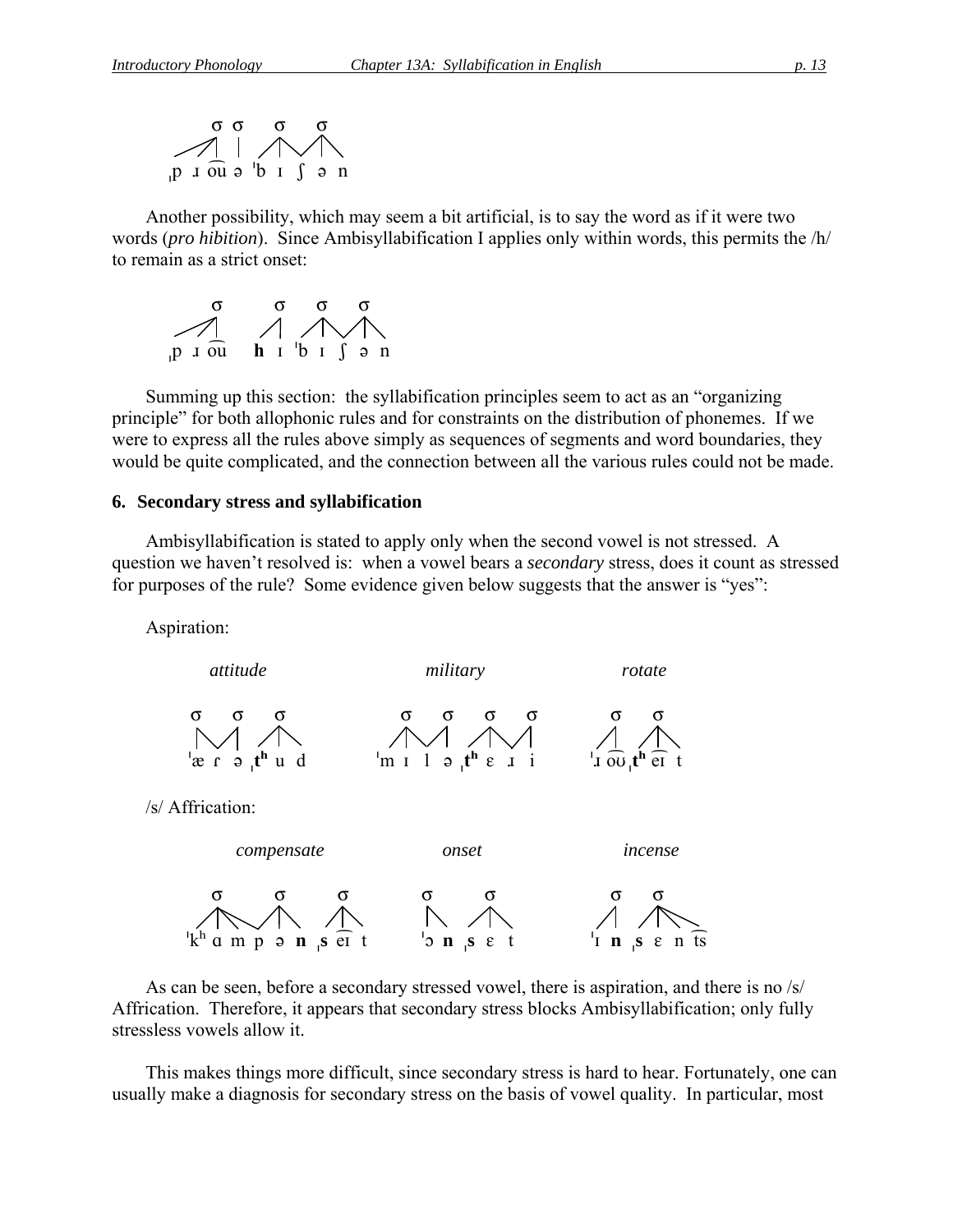```
    σ σ    σ    σ
ˌp ɹ o͡u ə ˈb ɪ ʃ ə n
```

Another possibility, which may seem a bit artificial, is to say the word as if it were two words (*pro hibition*). Since Ambisyllabification I applies only within words, this permits the /h/ to remain as a strict onset:

```
      σ        σ    σ    σ
ˌp ɹ o͡u    **h** ɪ ˈb ɪ ʃ ə n
```

Summing up this section: the syllabification principles seem to act as an "organizing principle" for both allophonic rules and for constraints on the distribution of phonemes. If we were to express all the rules above simply as sequences of segments and word boundaries, they would be quite complicated, and the connection between all the various rules could not be made.

## 6. Secondary stress and syllabification

Ambisyllabification is stated to apply only when the second vowel is not stressed. A question we haven't resolved is: when a vowel bears a *secondary* stress, does it count as stressed for purposes of the rule? Some evidence given below suggests that the answer is "yes":

Aspiration:

| *attitude* | *military* | *rotate* |
|---|---|---|
| ˈæ ɾ ə ˌ**tʰ** u d | ˈm ɪ l ə ˌ**tʰ** ɛ ɹ i | ˈɹ o͡ʊ ˌ**tʰ** e͡ɪ t |

/s/ Affrication:

| *compensate* | *onset* | *incense* |
|---|---|---|
| ˈkʰ ɑ m p ə **n** ˌ**s** e͡ɪ t | ˈɔ **n** ˌ**s** ɛ t | ˈɪ **n** ˌ**s** ɛ n t͡s |

As can be seen, before a secondary stressed vowel, there is aspiration, and there is no /s/ Affrication. Therefore, it appears that secondary stress blocks Ambisyllabification; only fully stressless vowels allow it.

This makes things more difficult, since secondary stress is hard to hear. Fortunately, one can usually make a diagnosis for secondary stress on the basis of vowel quality. In particular, most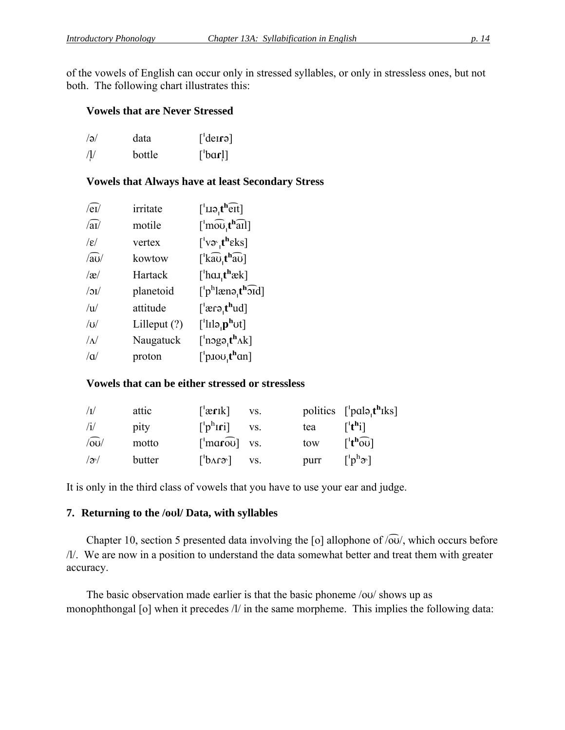of the vowels of English can occur only in stressed syllables, or only in stressless ones, but not both. The following chart illustrates this:

**Vowels that are Never Stressed**

| | | |
|---|---|---|
| /ə/ | data | [ˈdeɪ**ɾ**ə] |
| /l̩/ | bottle | [ˈbɑ**ɾ**l̩] |

**Vowels that Always have at least Secondary Stress**

| | | |
|---|---|---|
| /e͡ɪ/ | irritate | [ˈɹɪəˌ**tʰ**e͡ɪt] |
| /a͡ɪ/ | motile | [ˈmo͡ʊˌ**tʰ**a͡ɪl] |
| /ɛ/ | vertex | [ˈvɚˌ**tʰ**ɛks] |
| /a͡ʊ/ | kowtow | [ˈka͡ʊˌ**tʰ**a͡ʊ] |
| /æ/ | Hartack | [ˈhɑɹˌ**tʰ**æk] |
| /ɔɪ/ | planetoid | [ˈpʰlænəˌ**tʰ**ɔ͡ɪd] |
| /u/ | attitude | [ˈæɾəˌ**tʰ**ud] |
| /ʊ/ | Lilleput (?) | [ˈlɪləˌ**pʰ**ʊt] |
| /ʌ/ | Naugatuck | [ˈnɔgəˌ**tʰ**ʌk] |
| /ɑ/ | proton | [ˈpɹoʊˌ**tʰ**ɑn] |

**Vowels that can be either stressed or stressless**

| | | | | | |
|---|---|---|---|---|---|
| /ɪ/ | attic | [ˈæ**ɾ**ɪk] | vs. | politics | [ˈpɑləˌ**tʰ**ɪks] |
| /i/ | pity | [ˈpʰɪ**ɾ**i] | vs. | tea | [ˈ**tʰ**i] |
| /o͡ʊ/ | motto | [ˈmɑ**ɾ**o͡ʊ] | vs. | tow | [ˈ**tʰ**o͡ʊ] |
| /ɚ/ | butter | [ˈbʌɾɚ] | vs. | purr | [ˈpʰɚ] |

It is only in the third class of vowels that you have to use your ear and judge.

## 7. Returning to the /oʊl/ Data, with syllables

Chapter 10, section 5 presented data involving the [o] allophone of /o͡ʊ/, which occurs before /l/. We are now in a position to understand the data somewhat better and treat them with greater accuracy.

The basic observation made earlier is that the basic phoneme /oʊ/ shows up as monophthongal [o] when it precedes /l/ in the same morpheme. This implies the following data: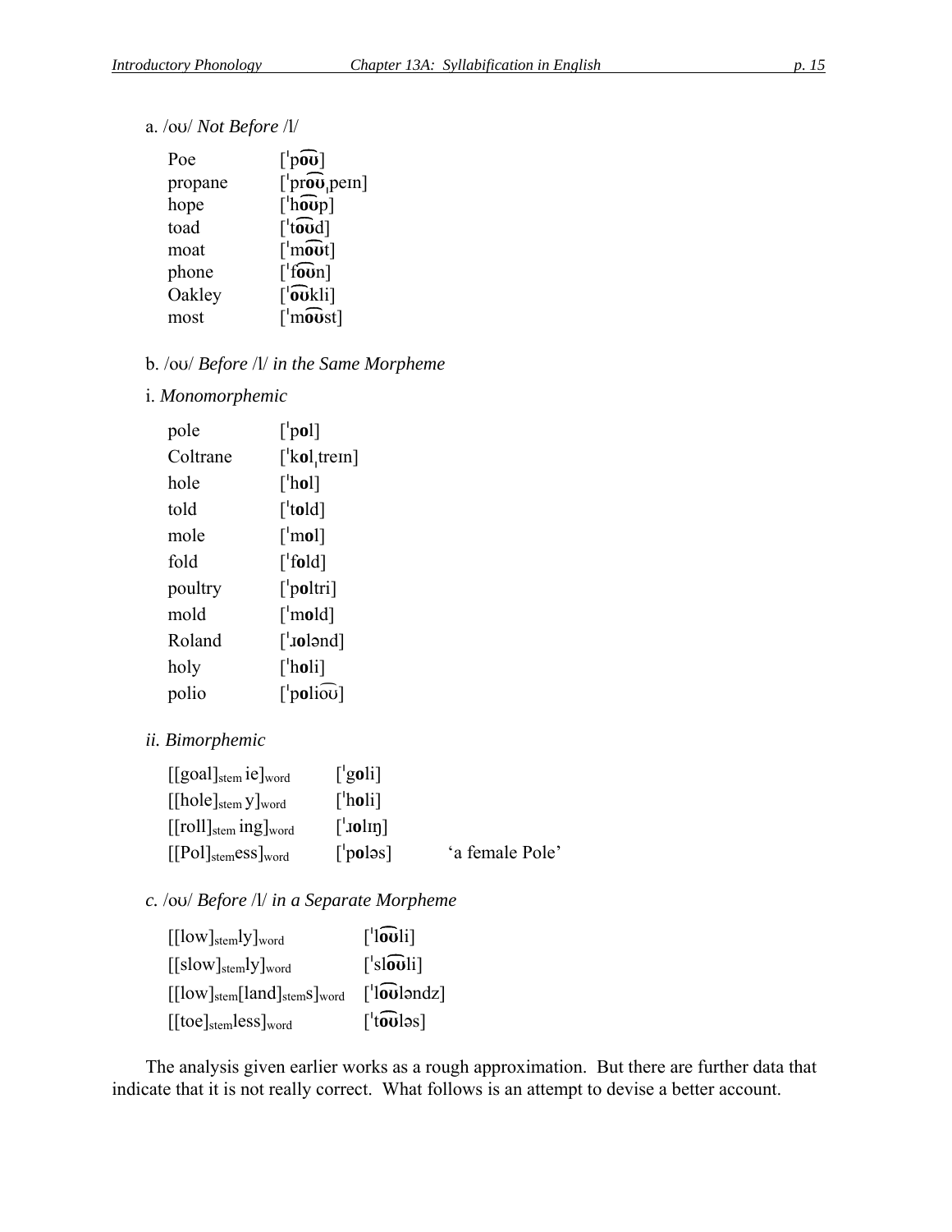a. /oʊ/ *Not Before* /l/

| | |
|---|---|
| Poe | [ˈp**o͡ʊ**] |
| propane | [ˈpr**o͡ʊ**ˌpeɪn] |
| hope | [ˈh**o͡ʊ**p] |
| toad | [ˈt**o͡ʊ**d] |
| moat | [ˈm**o͡ʊ**t] |
| phone | [ˈf**o͡ʊ**n] |
| Oakley | [ˈ**o͡ʊ**kli] |
| most | [ˈm**o͡ʊ**st] |

b. /oʊ/ *Before* /l/ *in the Same Morpheme*

i. *Monomorphemic*

| | |
|---|---|
| pole | [ˈp**o**l] |
| Coltrane | [ˈk**o**lˌtreɪn] |
| hole | [ˈh**o**l] |
| told | [ˈt**o**ld] |
| mole | [ˈm**o**l] |
| fold | [ˈf**o**ld] |
| poultry | [ˈp**o**ltri] |
| mold | [ˈm**o**ld] |
| Roland | [ˈɹ**o**lənd] |
| holy | [ˈh**o**li] |
| polio | [ˈp**o**lio͡ʊ] |

*ii. Bimorphemic*

| | | |
|---|---|---|
| $[[\text{goal}]_{\text{stem}}\ \text{ie}]_{\text{word}}$ | [ˈg**o**li] | |
| $[[\text{hole}]_{\text{stem}}\ \text{y}]_{\text{word}}$ | [ˈh**o**li] | |
| $[[\text{roll}]_{\text{stem}}\ \text{ing}]_{\text{word}}$ | [ˈɹ**o**lɪŋ] | |
| $[[\text{Pol}]_{\text{stem}}\text{ess}]_{\text{word}}$ | [ˈp**o**ləs] | 'a female Pole' |

*c.* /oʊ/ *Before* /l/ *in a Separate Morpheme*

| | |
|---|---|
| $[[\text{low}]_{\text{stem}}\text{ly}]_{\text{word}}$ | [ˈl**o͡ʊ**li] |
| $[[\text{slow}]_{\text{stem}}\text{ly}]_{\text{word}}$ | [ˈsl**o͡ʊ**li] |
| $[[\text{low}]_{\text{stem}}[\text{land}]_{\text{stem}}\text{s}]_{\text{word}}$ | [ˈl**o͡ʊ**ləndz] |
| $[[\text{toe}]_{\text{stem}}\text{less}]_{\text{word}}$ | [ˈt**o͡ʊ**ləs] |

The analysis given earlier works as a rough approximation. But there are further data that indicate that it is not really correct. What follows is an attempt to devise a better account.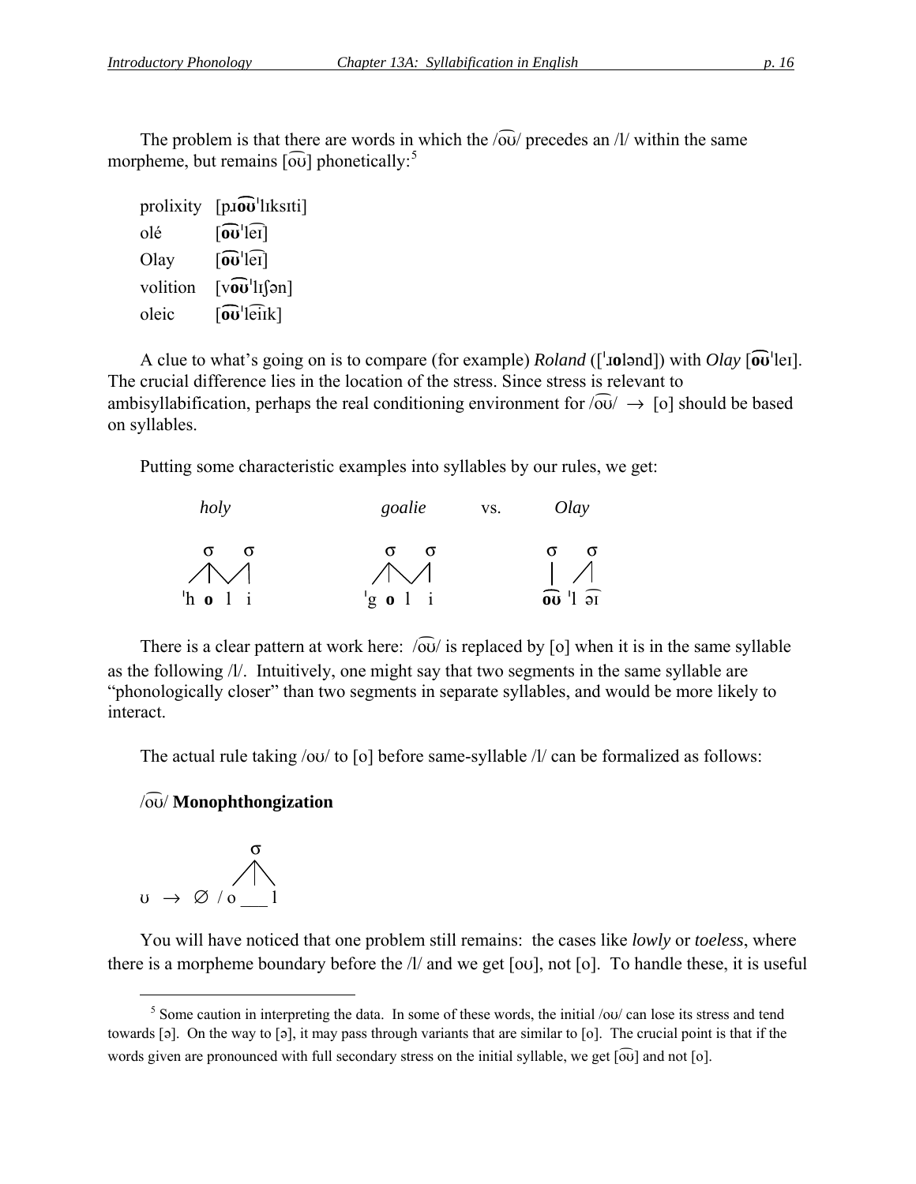The problem is that there are words in which the /o͡ʊ/ precedes an /l/ within the same morpheme, but remains [o͡ʊ] phonetically:[5]

| | |
|---|---|
| prolixity | [pɹ**o͡ʊ**ˈlɪksɪti] |
| olé | [**o͡ʊ**ˈle͡ɪ] |
| Olay | [**o͡ʊ**ˈle͡ɪ] |
| volition | [v**o͡ʊ**ˈlɪʃən] |
| oleic | [**o͡ʊ**ˈle͡iɪk] |

A clue to what's going on is to compare (for example) *Roland* ([ˈɹ**o**lənd]) with *Olay* [**o͡ʊ**ˈleɪ]. The crucial difference lies in the location of the stress. Since stress is relevant to ambisyllabification, perhaps the real conditioning environment for /o͡ʊ/ → [o] should be based on syllables.

Putting some characteristic examples into syllables by our rules, we get:

```
   holy                 goalie        vs.     Olay

   σ    σ               σ    σ               σ    σ
  /|\  /|              /|\  /|               |   /|
 ˈh o  l  i           ˈg o  l  i            o͡ʊ ˈl e͡ɪ
```

There is a clear pattern at work here: /o͡ʊ/ is replaced by [o] when it is in the same syllable as the following /l/. Intuitively, one might say that two segments in the same syllable are "phonologically closer" than two segments in separate syllables, and would be more likely to interact.

The actual rule taking /oʊ/ to [o] before same-syllable /l/ can be formalized as follows:

/o͡ʊ/ **Monophthongization**

```
              σ
             /|\
ʊ  →  ∅  / o ___ l
```

You will have noticed that one problem still remains: the cases like *lowly* or *toeless*, where there is a morpheme boundary before the /l/ and we get [oʊ], not [o]. To handle these, it is useful

---

[5] Some caution in interpreting the data. In some of these words, the initial /oʊ/ can lose its stress and tend towards [ə]. On the way to [ə], it may pass through variants that are similar to [o]. The crucial point is that if the words given are pronounced with full secondary stress on the initial syllable, we get [o͡ʊ] and not [o].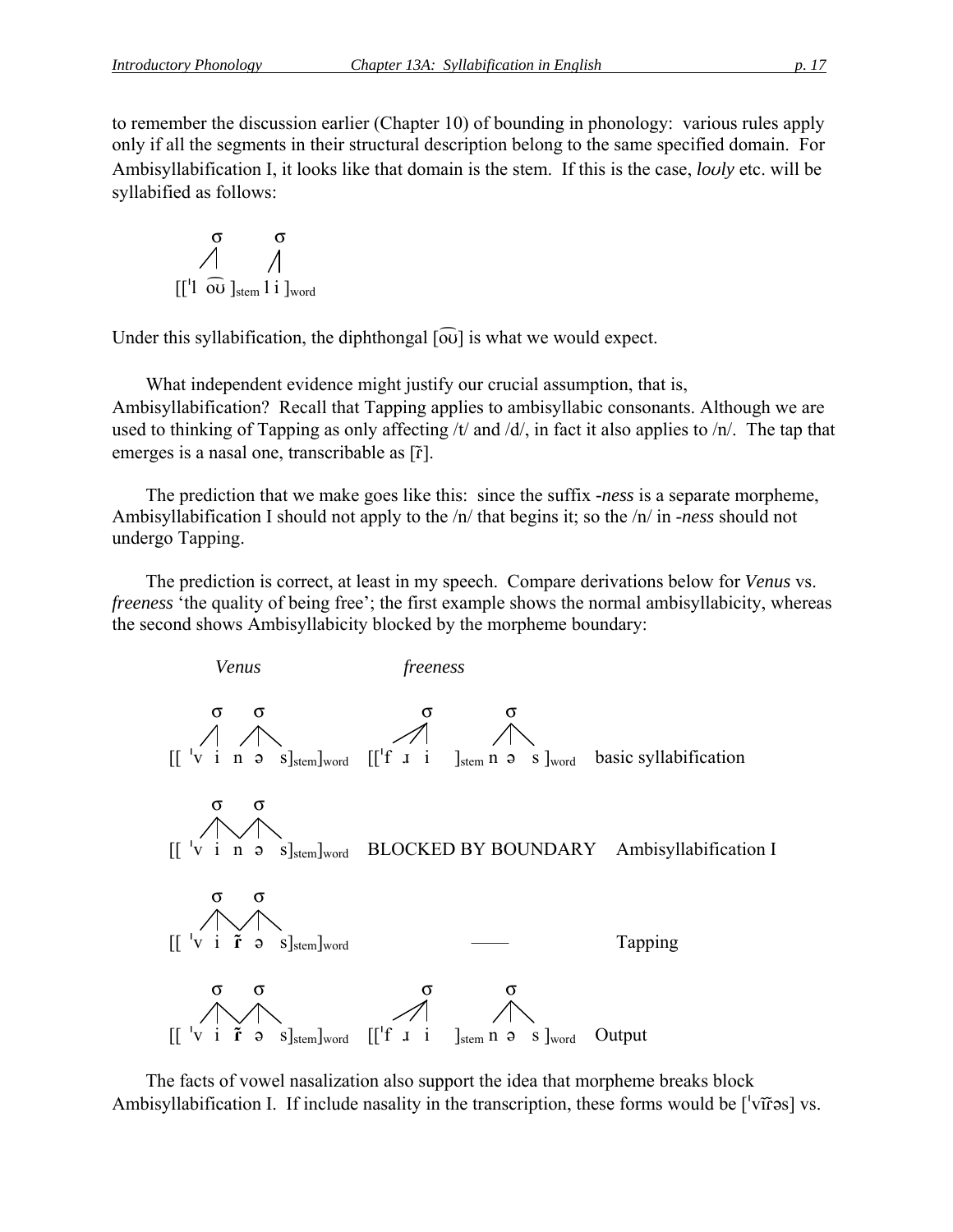to remember the discussion earlier (Chapter 10) of bounding in phonology: various rules apply only if all the segments in their structural description belong to the same specified domain. For Ambisyllabification I, it looks like that domain is the stem. If this is the case, *loʊly* etc. will be syllabified as follows:

```
     σ        σ
    /|       /|
[[ˈl o͡ʊ ]stem l i ]word
```

Under this syllabification, the diphthongal [o͡ʊ] is what we would expect.

What independent evidence might justify our crucial assumption, that is, Ambisyllabification? Recall that Tapping applies to ambisyllabic consonants. Although we are used to thinking of Tapping as only affecting /t/ and /d/, in fact it also applies to /n/. The tap that emerges is a nasal one, transcribable as [ɾ̃].

The prediction that we make goes like this: since the suffix *-ness* is a separate morpheme, Ambisyllabification I should not apply to the /n/ that begins it; so the /n/ in *-ness* should not undergo Tapping.

The prediction is correct, at least in my speech. Compare derivations below for *Venus* vs. *freeness* 'the quality of being free'; the first example shows the normal ambisyllabicity, whereas the second shows Ambisyllabicity blocked by the morpheme boundary:

```
        Venus                        freeness

      σ   σ                             σ        σ
     /|  /|\                          //|       /|\
[[ ˈv i n ə s]stem]word    [[ˈf ɹ i    ]stem n ə s ]word    basic syllabification

      σ   σ
     /|\ /|\
[[ ˈv i n ə s]stem]word    BLOCKED BY BOUNDARY     Ambisyllabification I

      σ   σ
     /|\ /|\
[[ ˈv i ɾ̃ ə s]stem]word            ——                   Tapping

      σ   σ                             σ        σ
     /|\ /|\                          //|       /|\
[[ ˈv i ɾ̃ ə s]stem]word    [[ˈf ɹ i    ]stem n ə s ]word    Output
```

The facts of vowel nasalization also support the idea that morpheme breaks block Ambisyllabification I. If include nasality in the transcription, these forms would be [ˈvĩɾ̃əs] vs.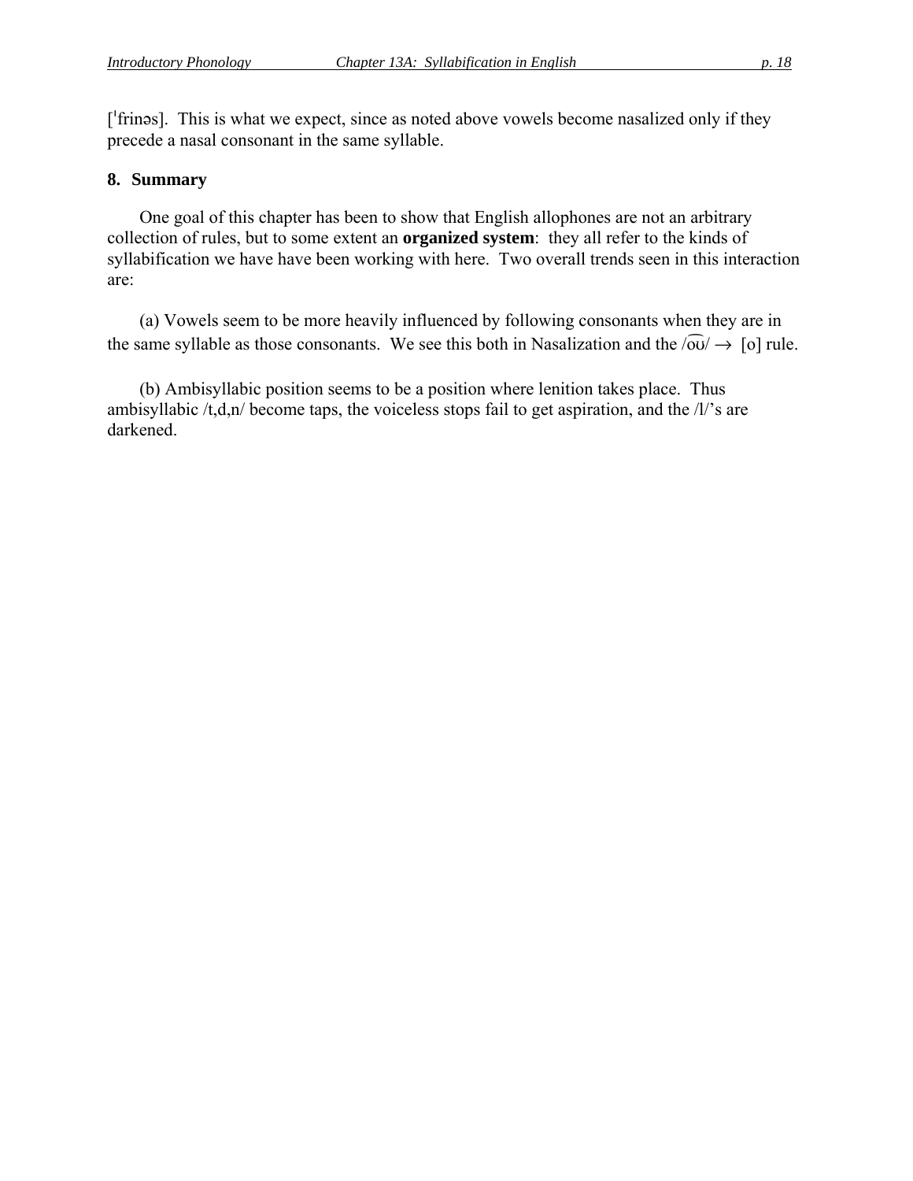[ˈfrinəs]. This is what we expect, since as noted above vowels become nasalized only if they precede a nasal consonant in the same syllable.

## 8. Summary

One goal of this chapter has been to show that English allophones are not an arbitrary collection of rules, but to some extent an **organized system**: they all refer to the kinds of syllabification we have have been working with here. Two overall trends seen in this interaction are:

(a) Vowels seem to be more heavily influenced by following consonants when they are in the same syllable as those consonants. We see this both in Nasalization and the /o͡ʊ/ → [o] rule.

(b) Ambisyllabic position seems to be a position where lenition takes place. Thus ambisyllabic /t,d,n/ become taps, the voiceless stops fail to get aspiration, and the /l/'s are darkened.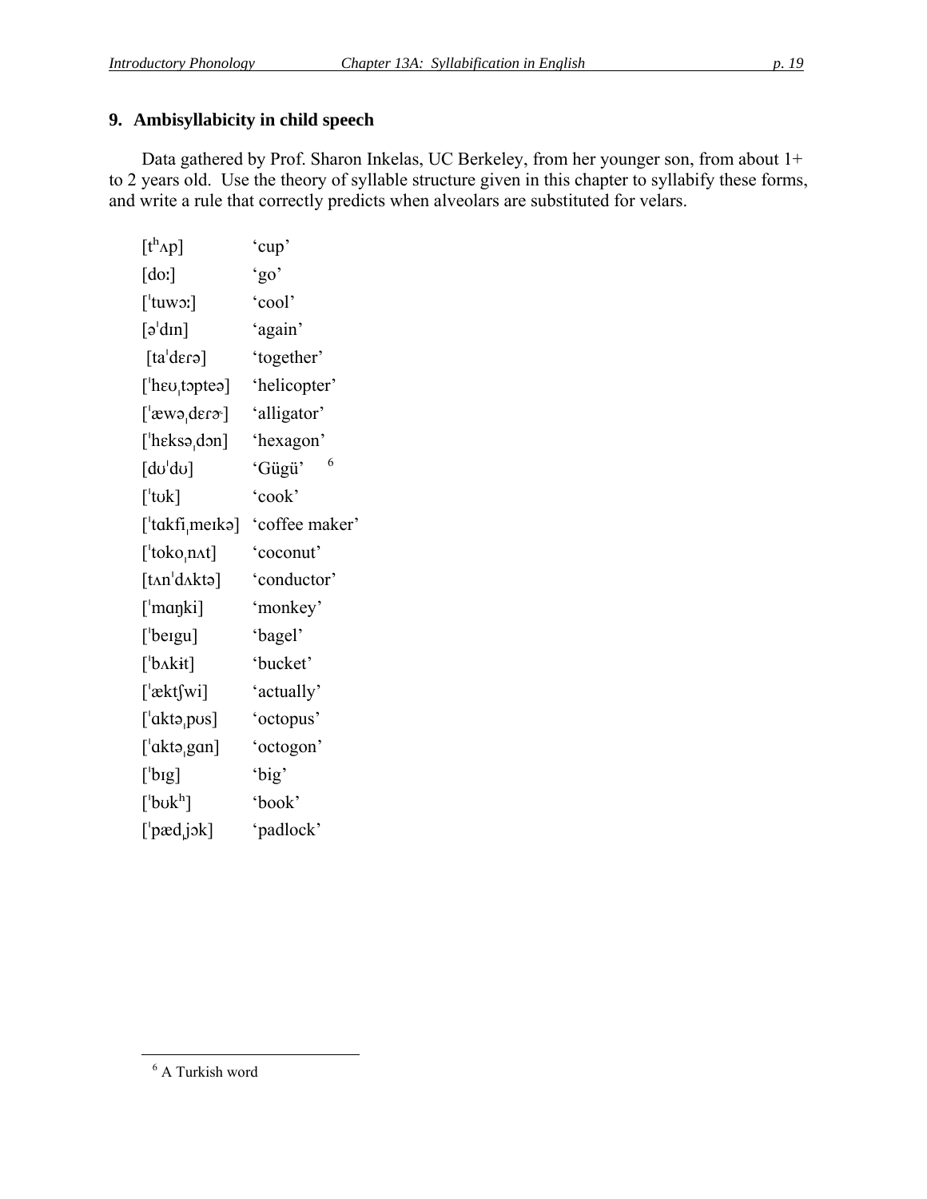## 9. Ambisyllabicity in child speech

Data gathered by Prof. Sharon Inkelas, UC Berkeley, from her younger son, from about 1+ to 2 years old. Use the theory of syllable structure given in this chapter to syllabify these forms, and write a rule that correctly predicts when alveolars are substituted for velars.

| | |
|---|---|
| [tʰʌp] | 'cup' |
| [doː] | 'go' |
| [ˈtuwɔː] | 'cool' |
| [əˈdɪn] | 'again' |
| [taˈdɛɾə] | 'together' |
| [ˈhɛʊˌtɔpteə] | 'helicopter' |
| [ˈæwəˌdɛɾɚ] | 'alligator' |
| [ˈhɛksəˌdɔn] | 'hexagon' |
| [dʊˈdʊ] | 'Gügü' [6] |
| [ˈtʊk] | 'cook' |
| [ˈtɑkfiˌmeɪkə] | 'coffee maker' |
| [ˈtokoˌnʌt] | 'coconut' |
| [tʌnˈdʌktə] | 'conductor' |
| [ˈmɑŋki] | 'monkey' |
| [ˈbeɪgu] | 'bagel' |
| [ˈbʌkɨt] | 'bucket' |
| [ˈæktʃwi] | 'actually' |
| [ˈɑktəˌpʊs] | 'octopus' |
| [ˈɑktəˌgɑn] | 'octogon' |
| [ˈbɪg] | 'big' |
| [ˈbʊkʰ] | 'book' |
| [ˈpædˌjɔk] | 'padlock' |

[6] A Turkish word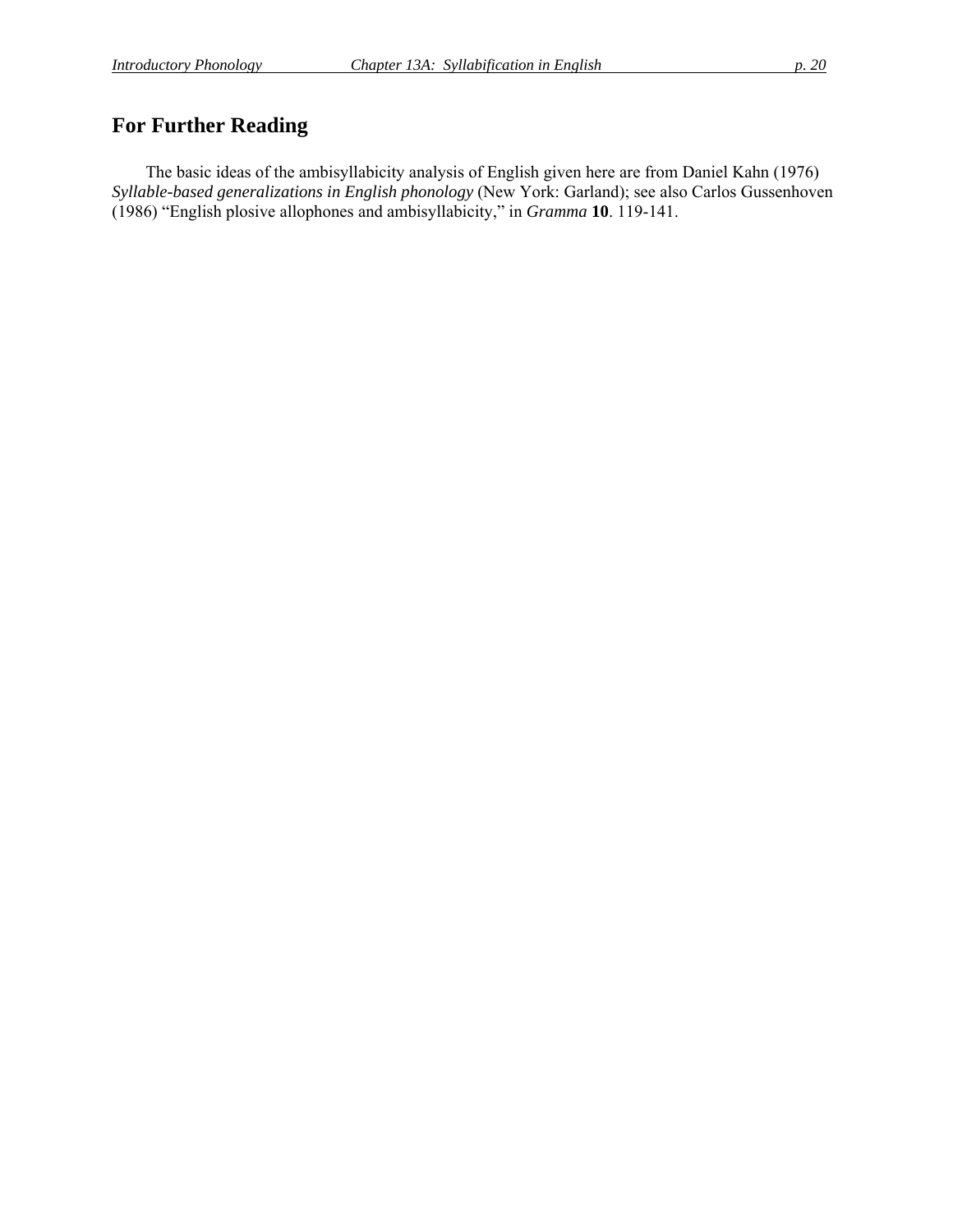## For Further Reading

The basic ideas of the ambisyllabicity analysis of English given here are from Daniel Kahn (1976) *Syllable-based generalizations in English phonology* (New York: Garland); see also Carlos Gussenhoven (1986) "English plosive allophones and ambisyllabicity," in *Gramma* **10**. 119-141.